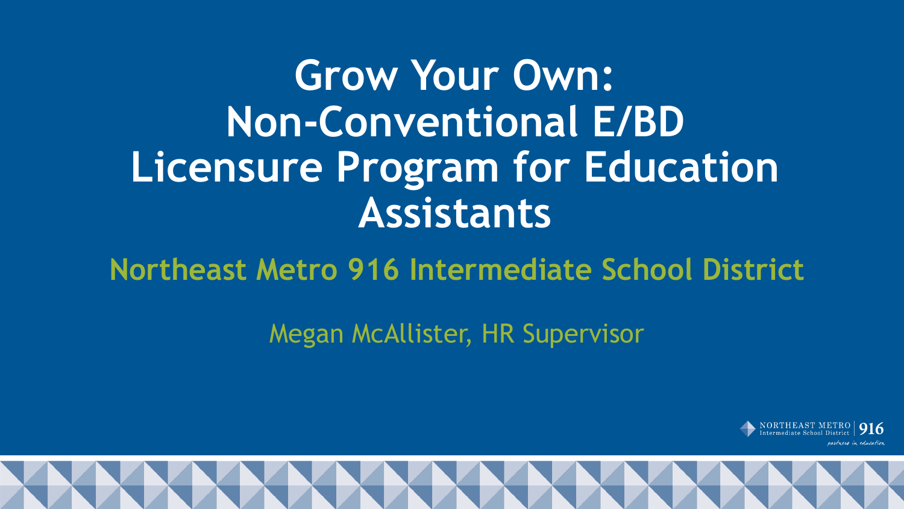# Grow Your Own: Non-Conventional E/BD Licensure Program for Education Assistants

## Northeast Metro 916 Intermediate School District

Megan McAllister, HR Supervisor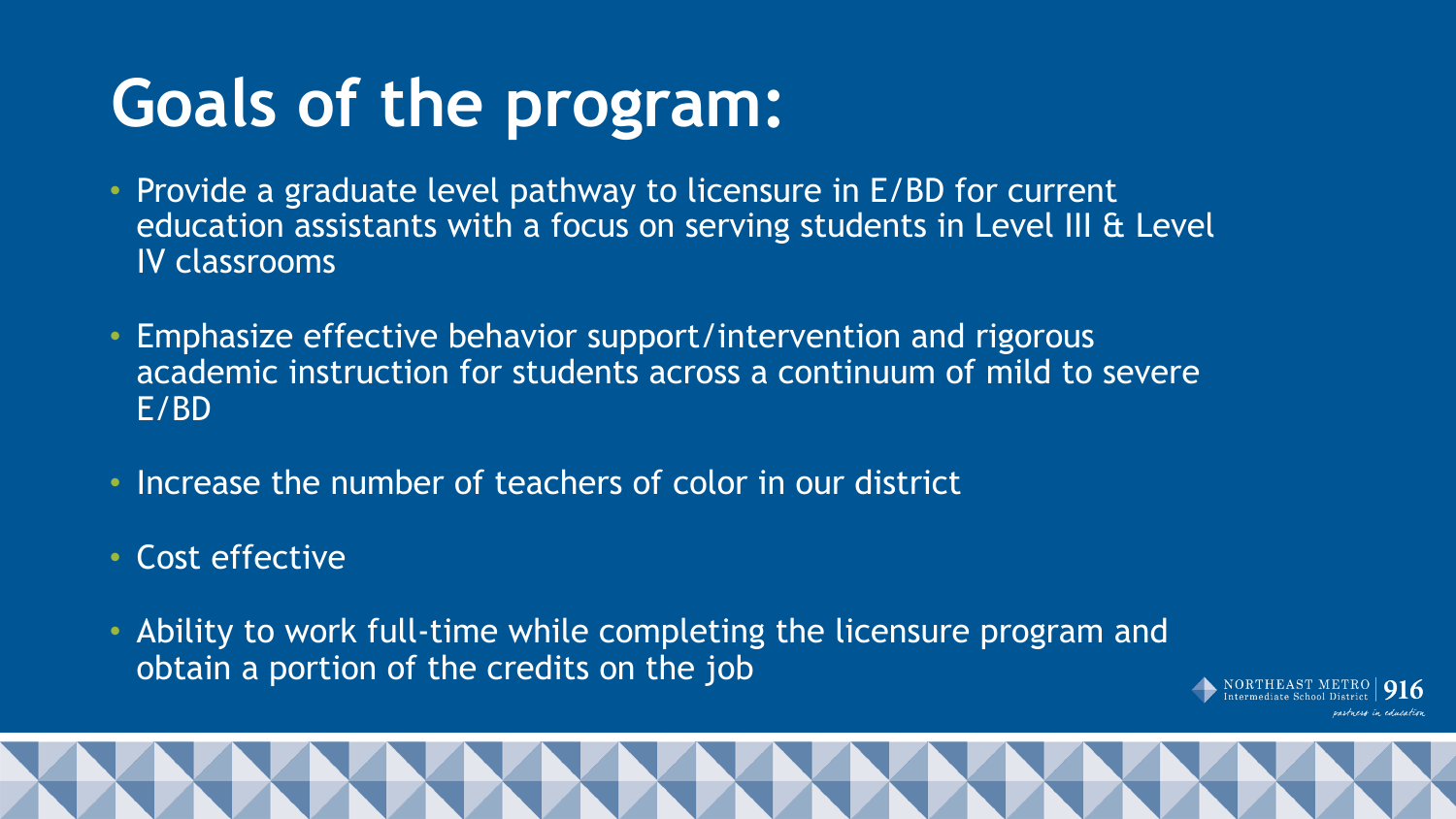# Goals of the program:

- Provide a graduate level pathway to licensure in E/BD for current education assistants with a focus on serving students in Level III & Level IV classrooms
- Emphasize effective behavior support/intervention and rigorous academic instruction for students across a continuum of mild to severe E/BD
- Increase the number of teachers of color in our district
- Cost effective
- Ability to work full-time while completing the licensure program and obtain a portion of the credits on the job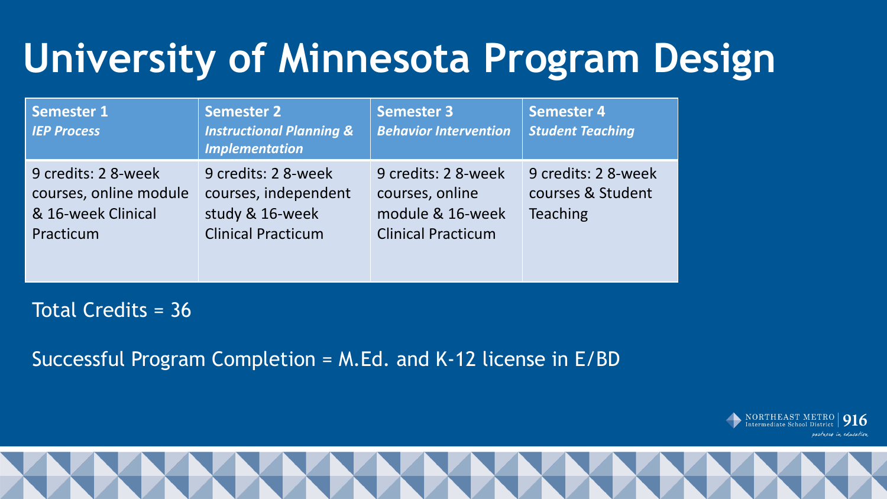# University of Minnesota Program Design

| **Semester 1** ***IEP Process*** | **Semester 2** ***Instructional Planning & Implementation*** | **Semester 3** ***Behavior Intervention*** | **Semester 4** ***Student Teaching*** |
|---|---|---|---|
| 9 credits: 2 8-week courses, online module & 16-week Clinical Practicum | 9 credits: 2 8-week courses, independent study & 16-week Clinical Practicum | 9 credits: 2 8-week courses, online module & 16-week Clinical Practicum | 9 credits: 2 8-week courses & Student Teaching |

Total Credits = 36

Successful Program Completion = M.Ed. and K-12 license in E/BD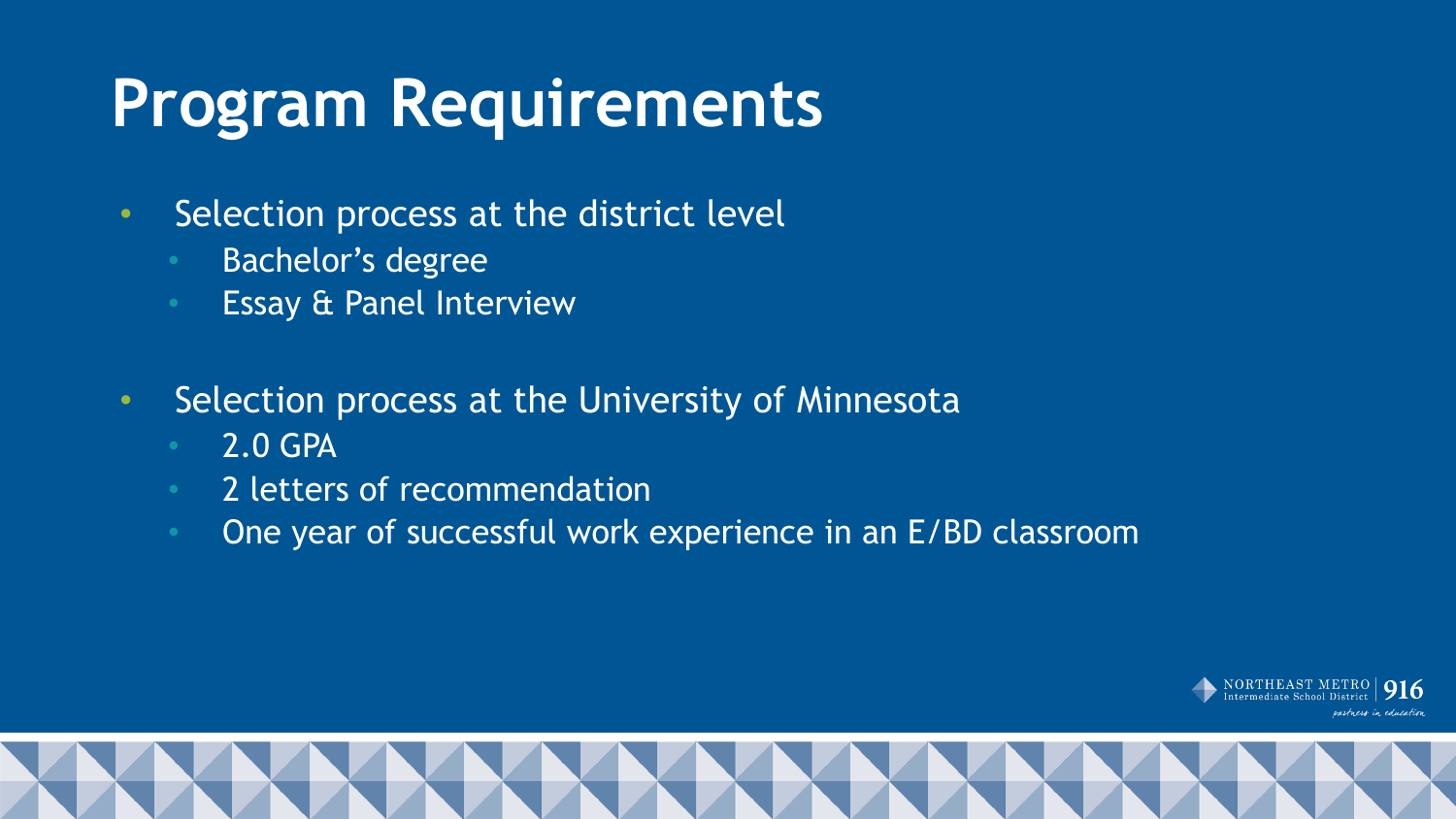# Program Requirements

- Selection process at the district level
  - Bachelor's degree
  - Essay & Panel Interview
- Selection process at the University of Minnesota
  - 2.0 GPA
  - 2 letters of recommendation
  - One year of successful work experience in an E/BD classroom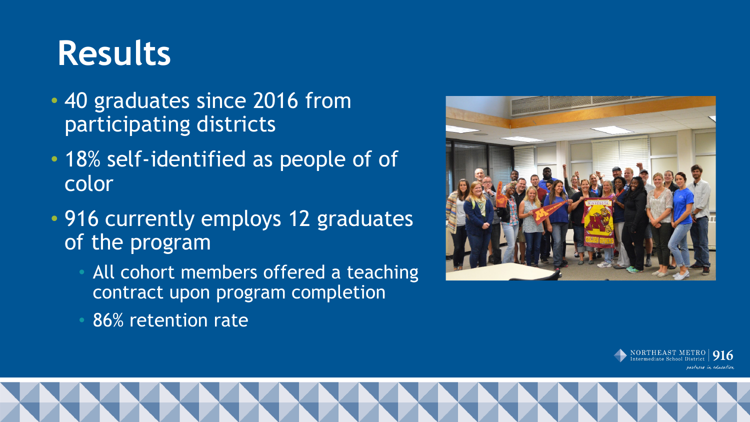# Results

- 40 graduates since 2016 from participating districts
- 18% self-identified as people of of color
- 916 currently employs 12 graduates of the program
  - All cohort members offered a teaching contract upon program completion
  - 86% retention rate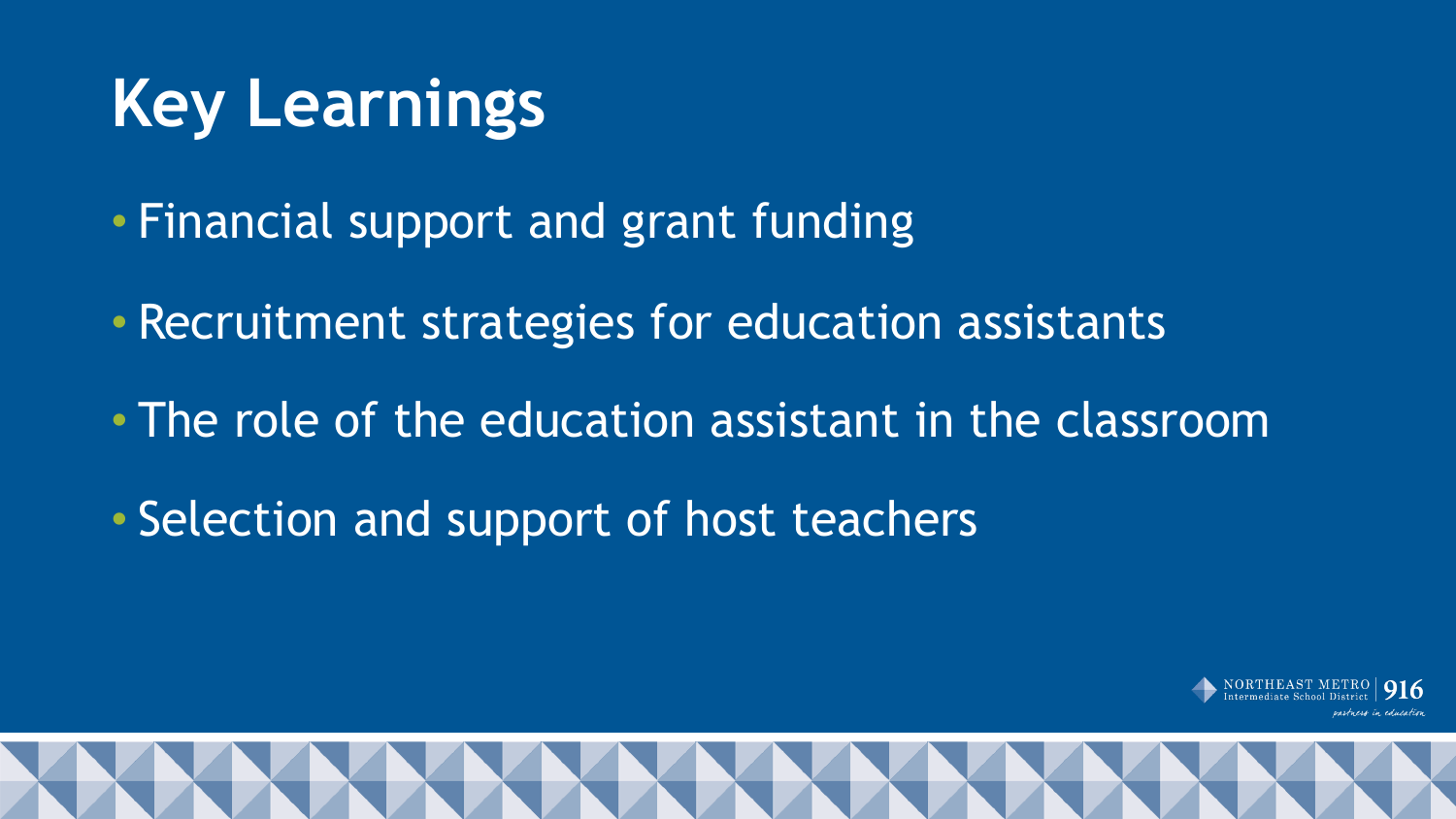# Key Learnings

- Financial support and grant funding
- Recruitment strategies for education assistants
- The role of the education assistant in the classroom
- Selection and support of host teachers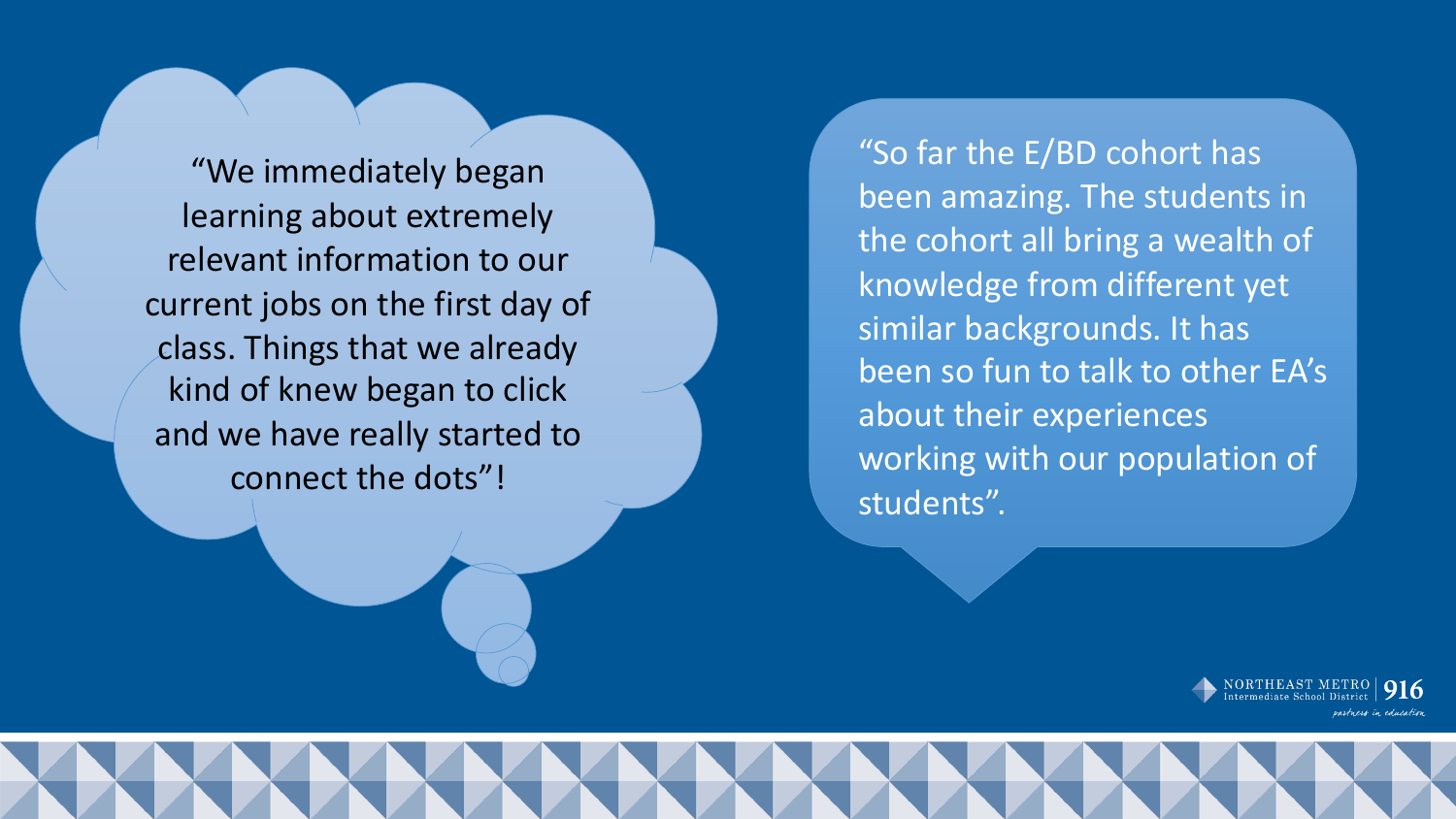"We immediately began learning about extremely relevant information to our current jobs on the first day of class. Things that we already kind of knew began to click and we have really started to connect the dots"!

"So far the E/BD cohort has been amazing. The students in the cohort all bring a wealth of knowledge from different yet similar backgrounds. It has been so fun to talk to other EA's about their experiences working with our population of students".

NORTHEAST METRO Intermediate School District | 916

partners in education